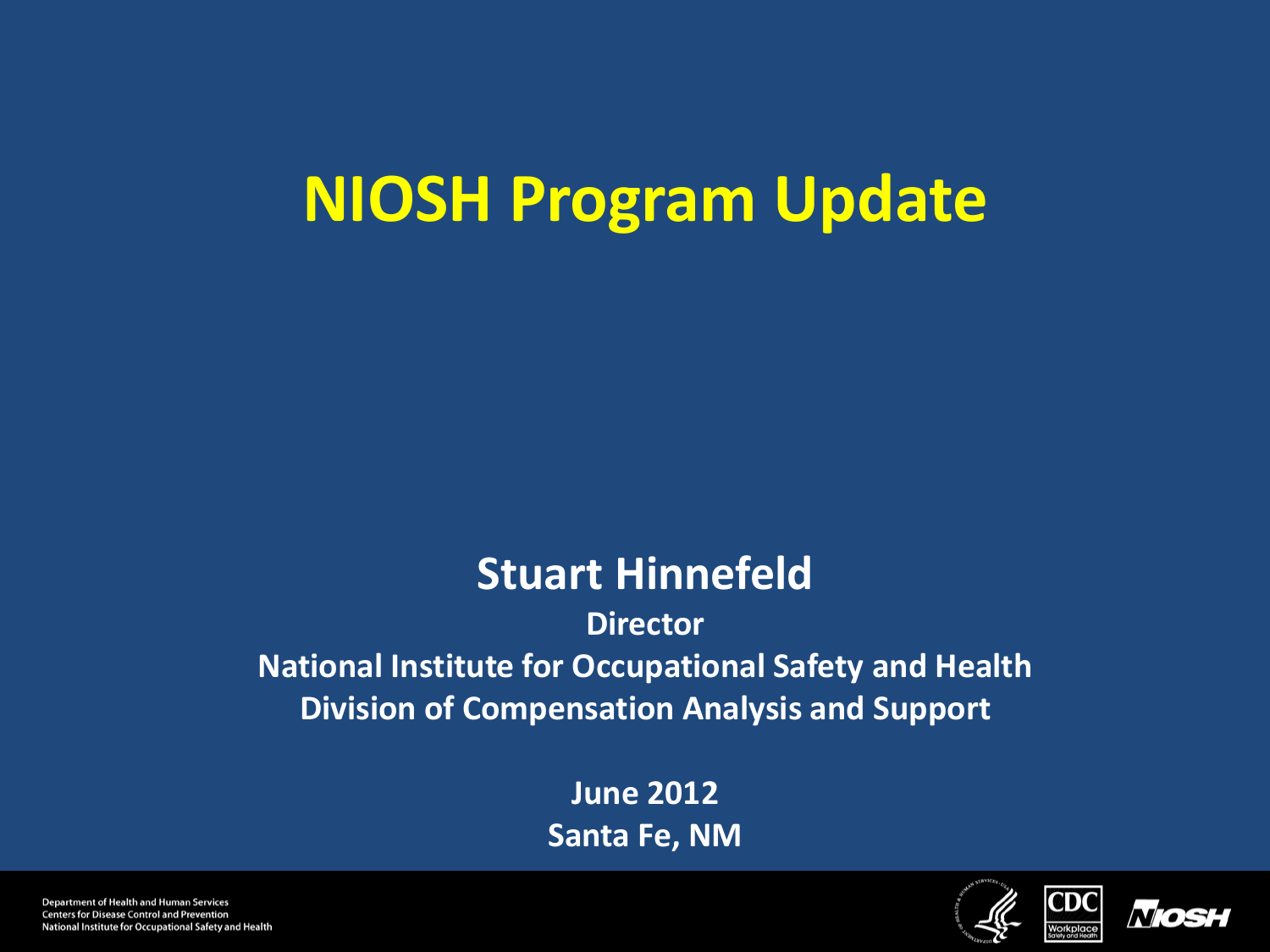# NIOSH Program Update

## Stuart Hinnefeld

**Director**

**National Institute for Occupational Safety and Health**

**Division of Compensation Analysis and Support**

**June 2012**

**Santa Fe, NM**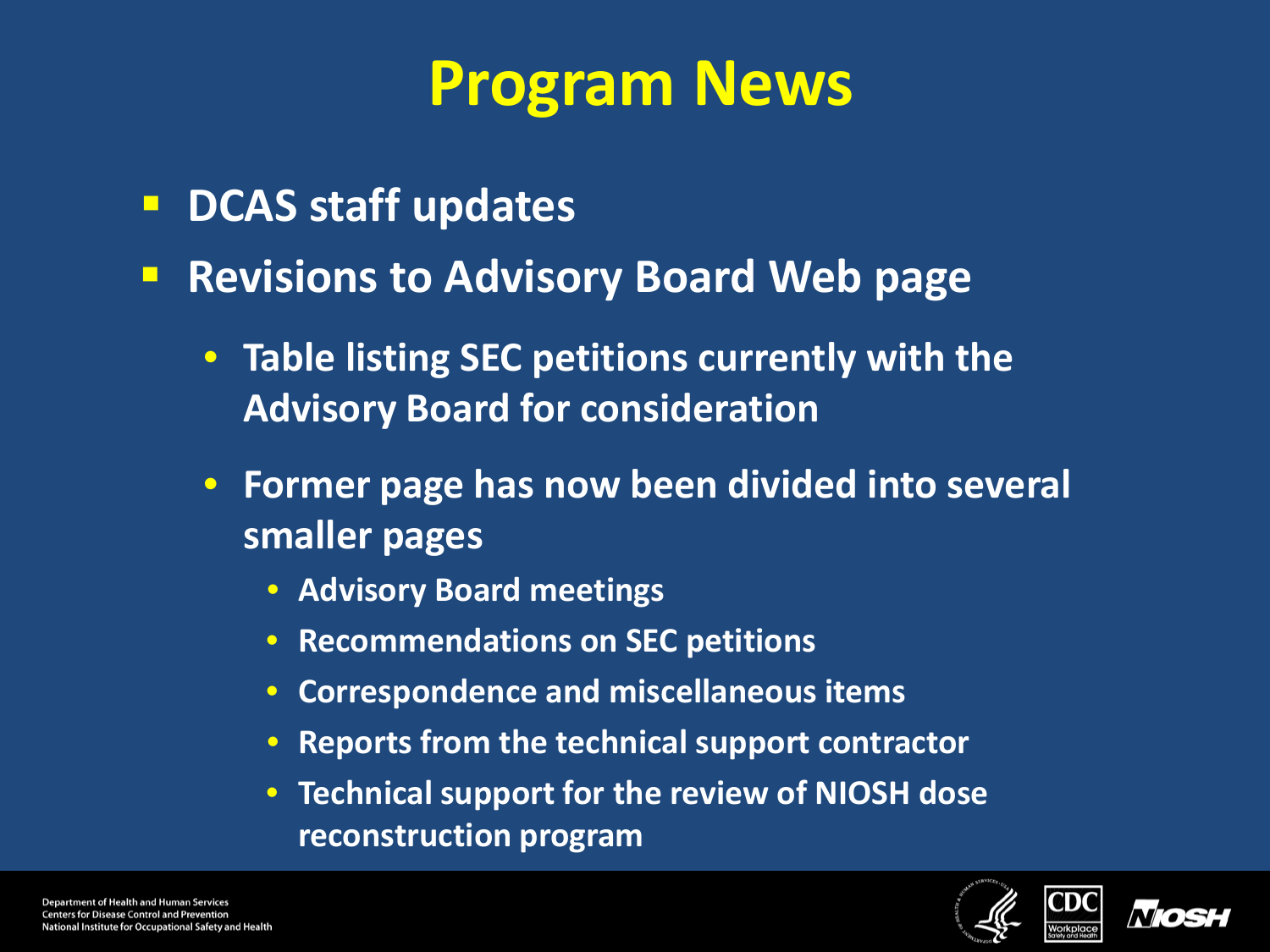# Program News

- DCAS staff updates
- Revisions to Advisory Board Web page
  - Table listing SEC petitions currently with the Advisory Board for consideration
  - Former page has now been divided into several smaller pages
    - Advisory Board meetings
    - Recommendations on SEC petitions
    - Correspondence and miscellaneous items
    - Reports from the technical support contractor
    - Technical support for the review of NIOSH dose reconstruction program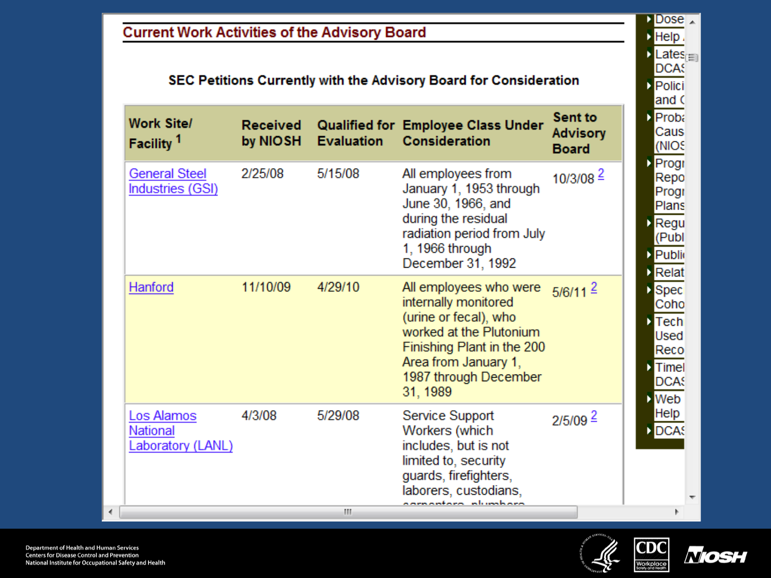## Current Work Activities of the Advisory Board

### SEC Petitions Currently with the Advisory Board for Consideration

| Work Site/ Facility [1] | Received by NIOSH | Qualified for Evaluation | Employee Class Under Consideration | Sent to Advisory Board |
|---|---|---|---|---|
| General Steel Industries (GSI) | 2/25/08 | 5/15/08 | All employees from January 1, 1953 through June 30, 1966, and during the residual radiation period from July 1, 1966 through December 31, 1992 | 10/3/08 [2] |
| Hanford | 11/10/09 | 4/29/10 | All employees who were internally monitored (urine or fecal), who worked at the Plutonium Finishing Plant in the 200 Area from January 1, 1987 through December 31, 1989 | 5/6/11 [2] |
| Los Alamos National Laboratory (LANL) | 4/3/08 | 5/29/08 | Service Support Workers (which includes, but is not limited to, security guards, firefighters, laborers, custodians, carpenters, plumbers | 2/5/09 [2] |

Department of Health and Human Services
Centers for Disease Control and Prevention
National Institute for Occupational Safety and Health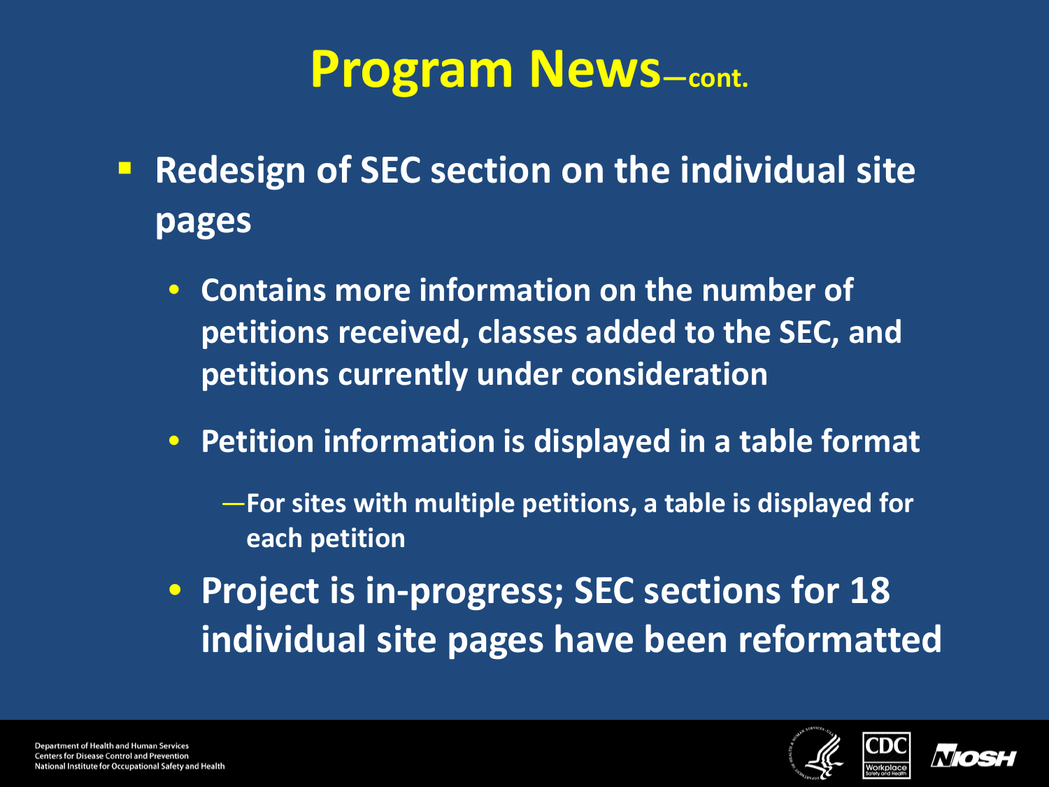# Program News—cont.

- **Redesign of SEC section on the individual site pages**
  - **Contains more information on the number of petitions received, classes added to the SEC, and petitions currently under consideration**
  - **Petition information is displayed in a table format**
    - **For sites with multiple petitions, a table is displayed for each petition**
  - **Project is in-progress; SEC sections for 18 individual site pages have been reformatted**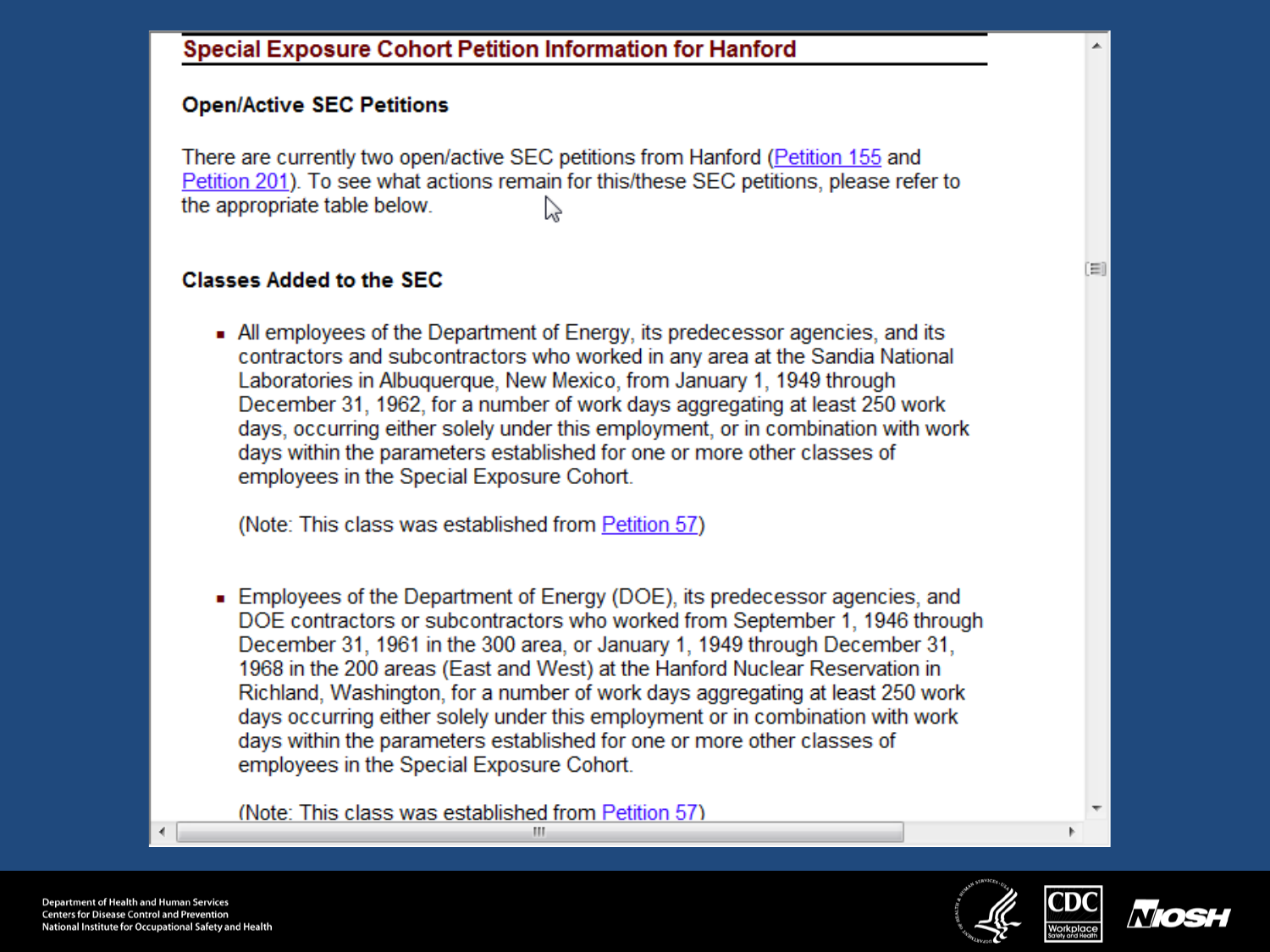## Special Exposure Cohort Petition Information for Hanford

### Open/Active SEC Petitions

There are currently two open/active SEC petitions from Hanford (Petition 155 and Petition 201). To see what actions remain for this/these SEC petitions, please refer to the appropriate table below.

### Classes Added to the SEC

- All employees of the Department of Energy, its predecessor agencies, and its contractors and subcontractors who worked in any area at the Sandia National Laboratories in Albuquerque, New Mexico, from January 1, 1949 through December 31, 1962, for a number of work days aggregating at least 250 work days, occurring either solely under this employment, or in combination with work days within the parameters established for one or more other classes of employees in the Special Exposure Cohort.

  (Note: This class was established from Petition 57)

- Employees of the Department of Energy (DOE), its predecessor agencies, and DOE contractors or subcontractors who worked from September 1, 1946 through December 31, 1961 in the 300 area, or January 1, 1949 through December 31, 1968 in the 200 areas (East and West) at the Hanford Nuclear Reservation in Richland, Washington, for a number of work days aggregating at least 250 work days occurring either solely under this employment or in combination with work days within the parameters established for one or more other classes of employees in the Special Exposure Cohort.

  (Note: This class was established from Petition 57)

Department of Health and Human Services
Centers for Disease Control and Prevention
National Institute for Occupational Safety and Health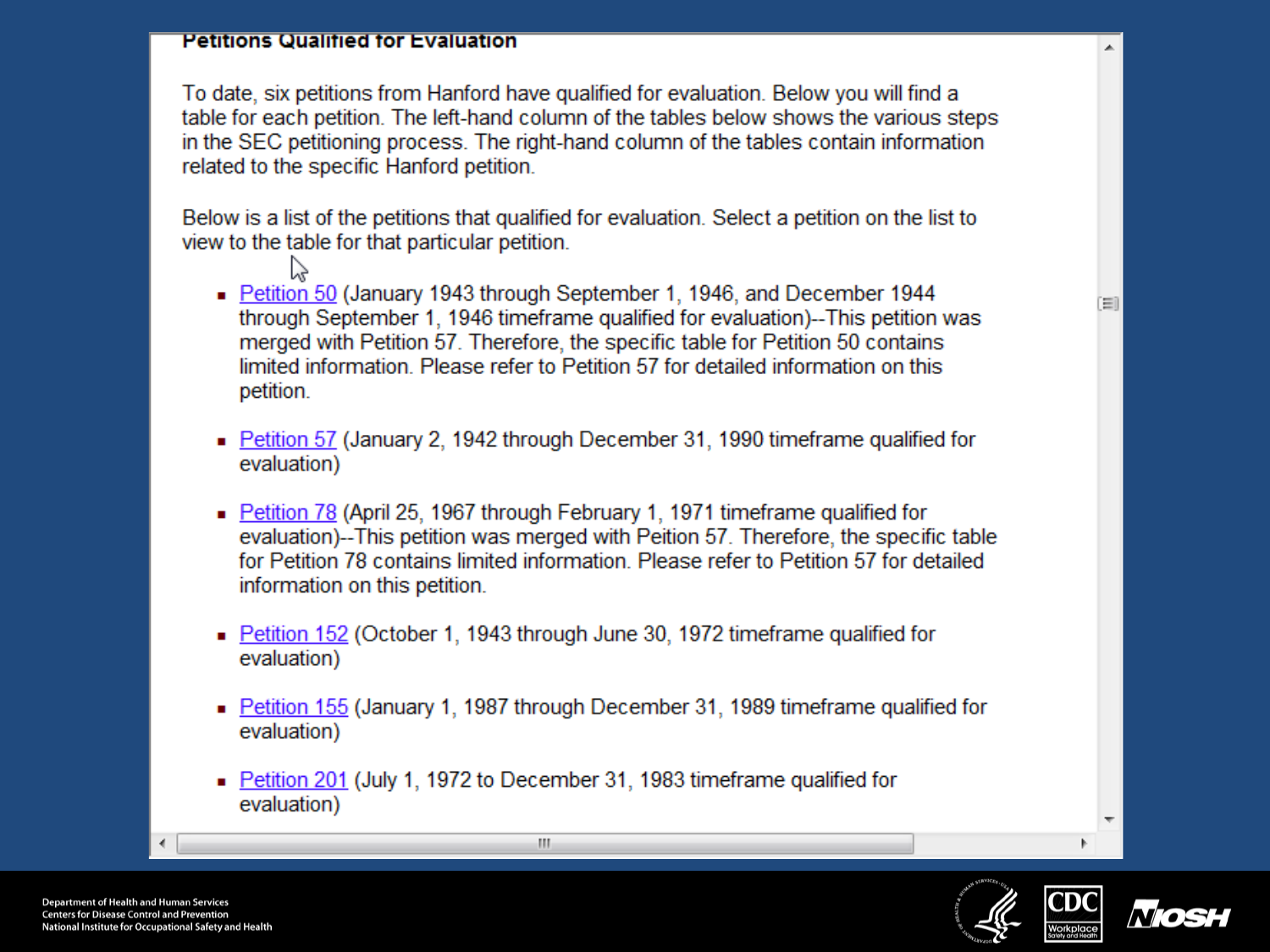## Petitions Qualified for Evaluation

To date, six petitions from Hanford have qualified for evaluation. Below you will find a table for each petition. The left-hand column of the tables below shows the various steps in the SEC petitioning process. The right-hand column of the tables contain information related to the specific Hanford petition.

Below is a list of the petitions that qualified for evaluation. Select a petition on the list to view to the table for that particular petition.

- Petition 50 (January 1943 through September 1, 1946, and December 1944 through September 1, 1946 timeframe qualified for evaluation)--This petition was merged with Petition 57. Therefore, the specific table for Petition 50 contains limited information. Please refer to Petition 57 for detailed information on this petition.
- Petition 57 (January 2, 1942 through December 31, 1990 timeframe qualified for evaluation)
- Petition 78 (April 25, 1967 through February 1, 1971 timeframe qualified for evaluation)--This petition was merged with Peition 57. Therefore, the specific table for Petition 78 contains limited information. Please refer to Petition 57 for detailed information on this petition.
- Petition 152 (October 1, 1943 through June 30, 1972 timeframe qualified for evaluation)
- Petition 155 (January 1, 1987 through December 31, 1989 timeframe qualified for evaluation)
- Petition 201 (July 1, 1972 to December 31, 1983 timeframe qualified for evaluation)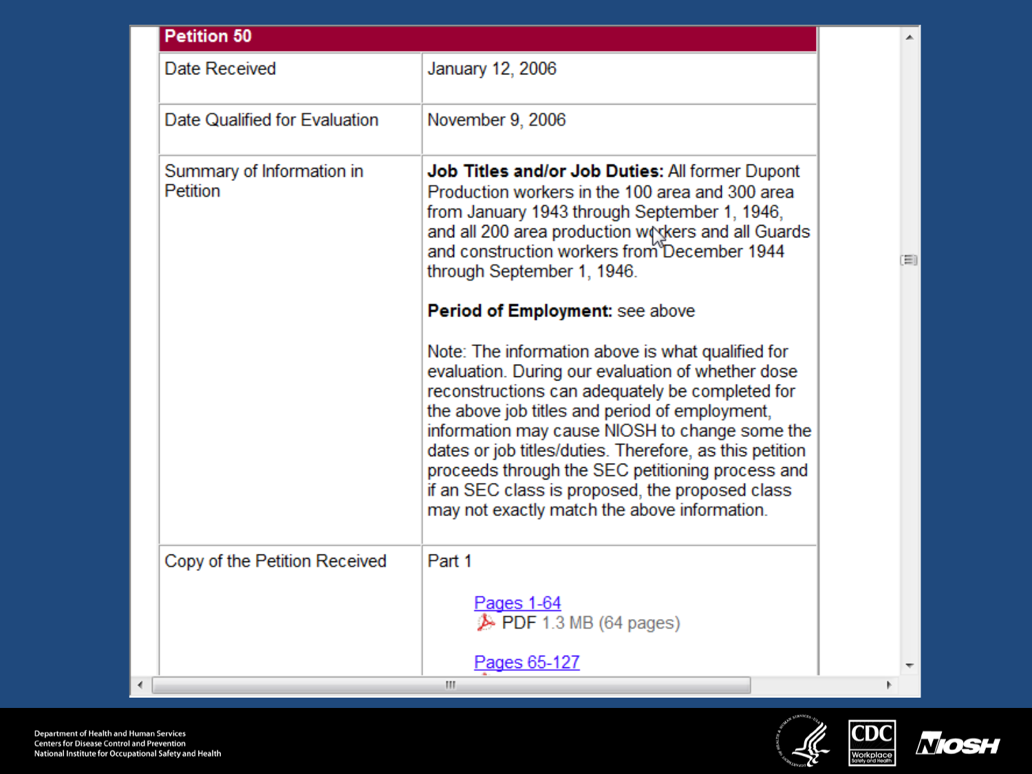## Petition 50

| | |
|---|---|
| Date Received | January 12, 2006 |
| Date Qualified for Evaluation | November 9, 2006 |
| Summary of Information in Petition | **Job Titles and/or Job Duties:** All former Dupont Production workers in the 100 area and 300 area from January 1943 through September 1, 1946, and all 200 area production workers and all Guards and construction workers from December 1944 through September 1, 1946.<br><br>**Period of Employment:** see above<br><br>Note: The information above is what qualified for evaluation. During our evaluation of whether dose reconstructions can adequately be completed for the above job titles and period of employment, information may cause NIOSH to change some the dates or job titles/duties. Therefore, as this petition proceeds through the SEC petitioning process and if an SEC class is proposed, the proposed class may not exactly match the above information. |
| Copy of the Petition Received | Part 1<br><br>Pages 1-64<br>PDF 1.3 MB (64 pages)<br><br>Pages 65-127 |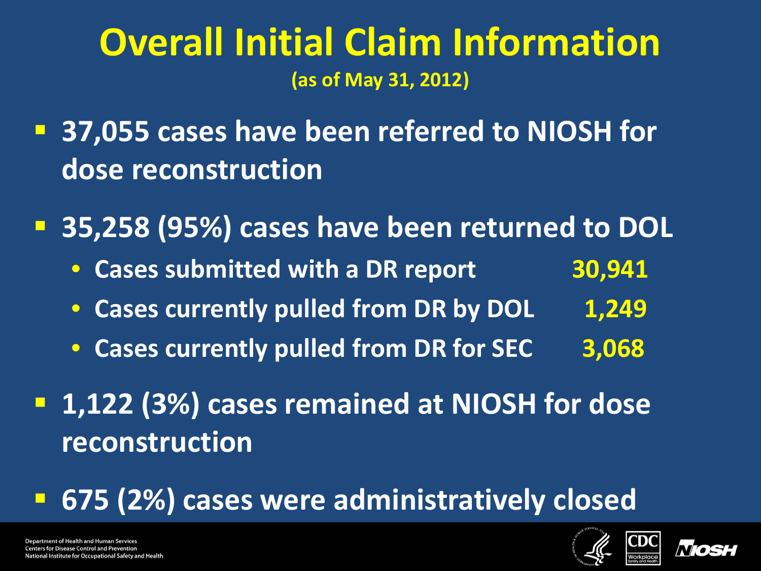# Overall Initial Claim Information

(as of May 31, 2012)

- **37,055 cases have been referred to NIOSH for dose reconstruction**
- **35,258 (95%) cases have been returned to DOL**
  - Cases submitted with a DR report 30,941
  - Cases currently pulled from DR by DOL 1,249
  - Cases currently pulled from DR for SEC 3,068
- **1,122 (3%) cases remained at NIOSH for dose reconstruction**
- **675 (2%) cases were administratively closed**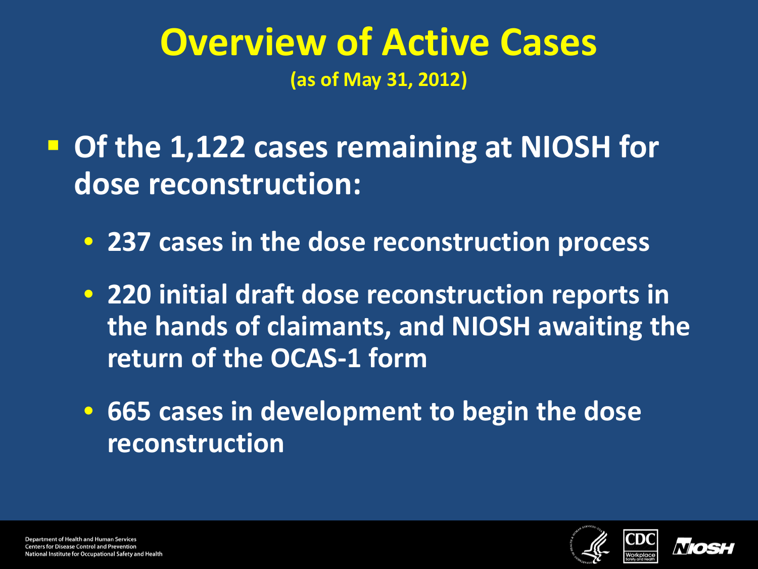# Overview of Active Cases

**(as of May 31, 2012)**

- **Of the 1,122 cases remaining at NIOSH for dose reconstruction:**
  - **237 cases in the dose reconstruction process**
  - **220 initial draft dose reconstruction reports in the hands of claimants, and NIOSH awaiting the return of the OCAS-1 form**
  - **665 cases in development to begin the dose reconstruction**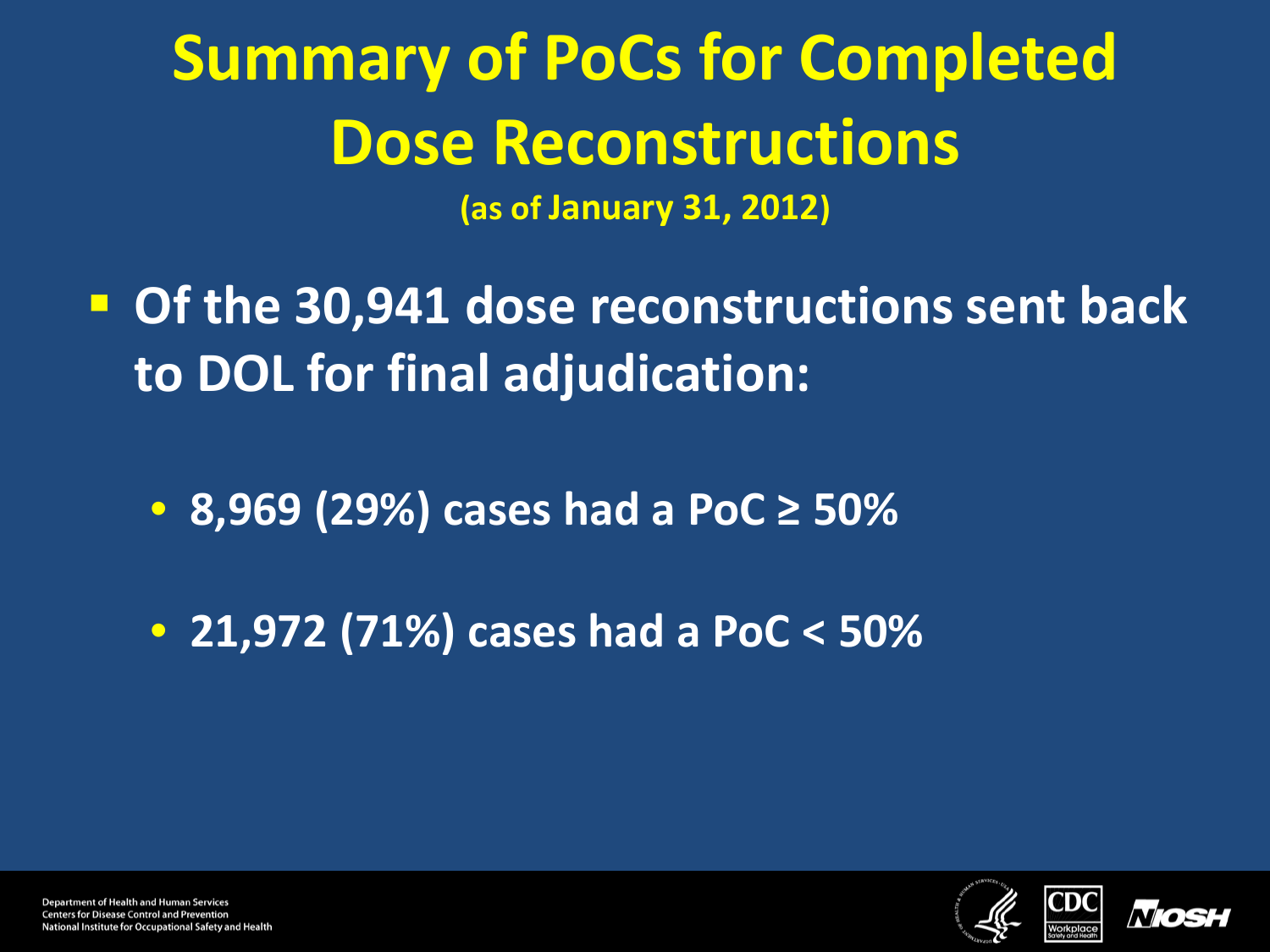# Summary of PoCs for Completed Dose Reconstructions

**(as of January 31, 2012)**

- **Of the 30,941 dose reconstructions sent back to DOL for final adjudication:**
  - **8,969 (29%) cases had a PoC ≥ 50%**
  - **21,972 (71%) cases had a PoC < 50%**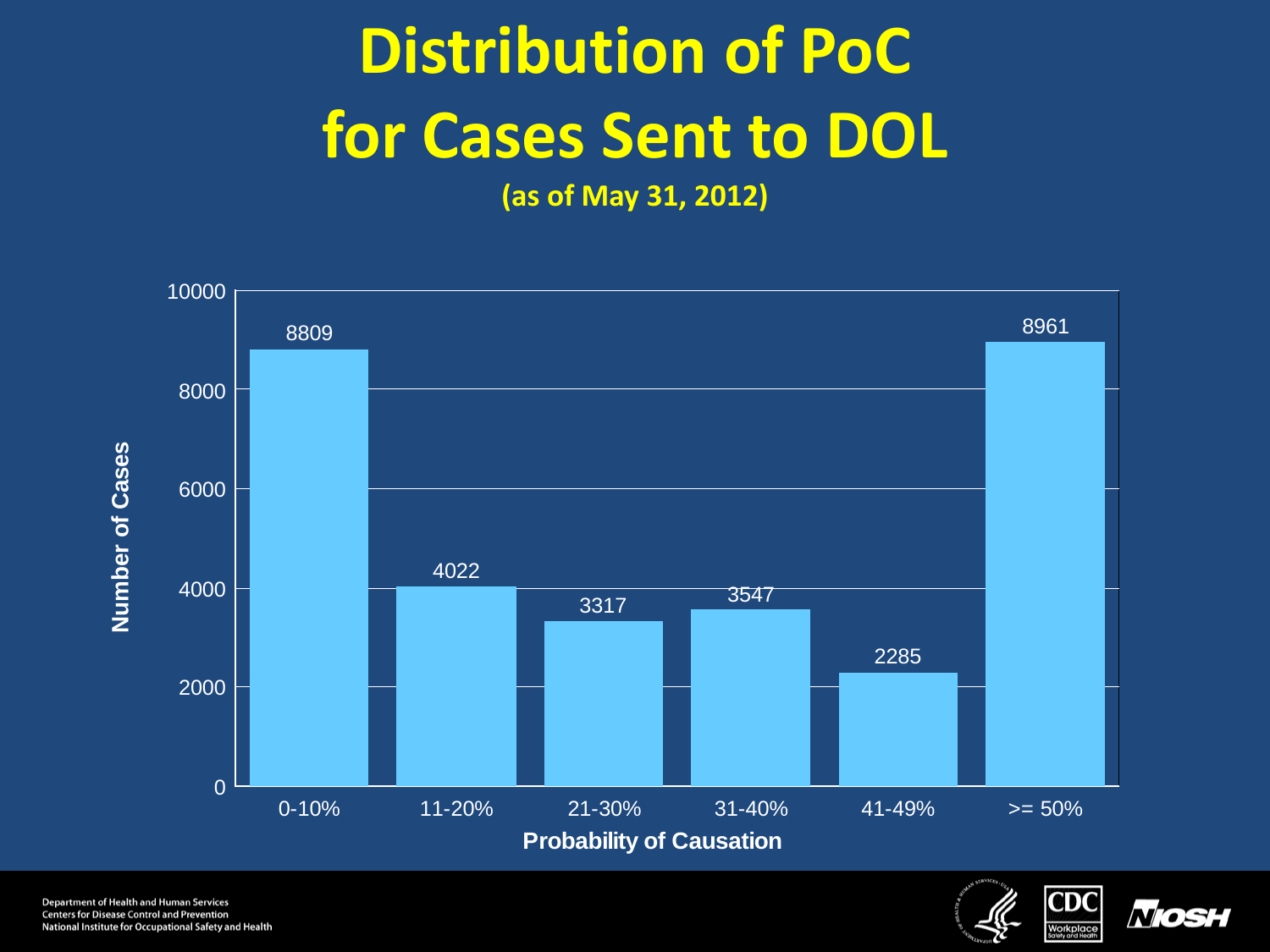# Distribution of PoC for Cases Sent to DOL

**(as of May 31, 2012)**

| Probability of Causation | Number of Cases |
|---|---|
| 0-10% | 8809 |
| 11-20% | 4022 |
| 21-30% | 3317 |
| 31-40% | 3547 |
| 41-49% | 2285 |
| >= 50% | 8961 |

Department of Health and Human Services
Centers for Disease Control and Prevention
National Institute for Occupational Safety and Health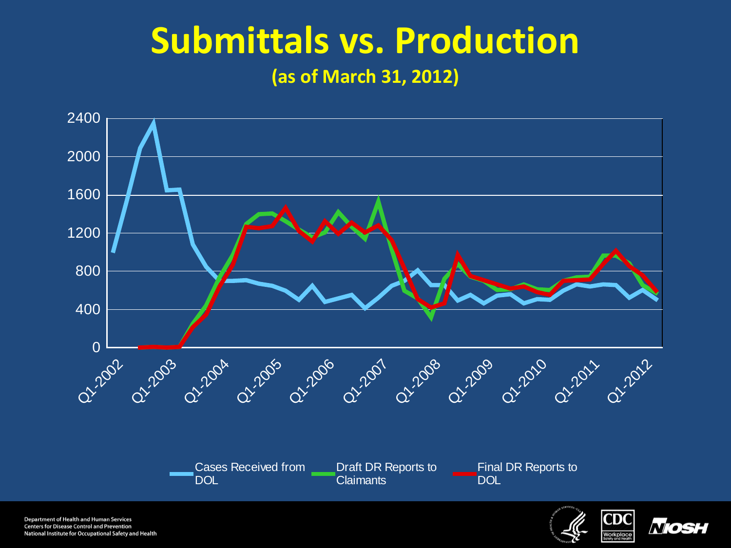# Submittals vs. Production

**(as of March 31, 2012)**

2400
2000
1600
1200
800
400
0

Q1-2002 Q1-2003 Q1-2004 Q1-2005 Q1-2006 Q1-2007 Q1-2008 Q1-2009 Q1-2010 Q1-2011 Q1-2012

Cases Received from DOL — Draft DR Reports to Claimants — Final DR Reports to DOL

Department of Health and Human Services
Centers for Disease Control and Prevention
National Institute for Occupational Safety and Health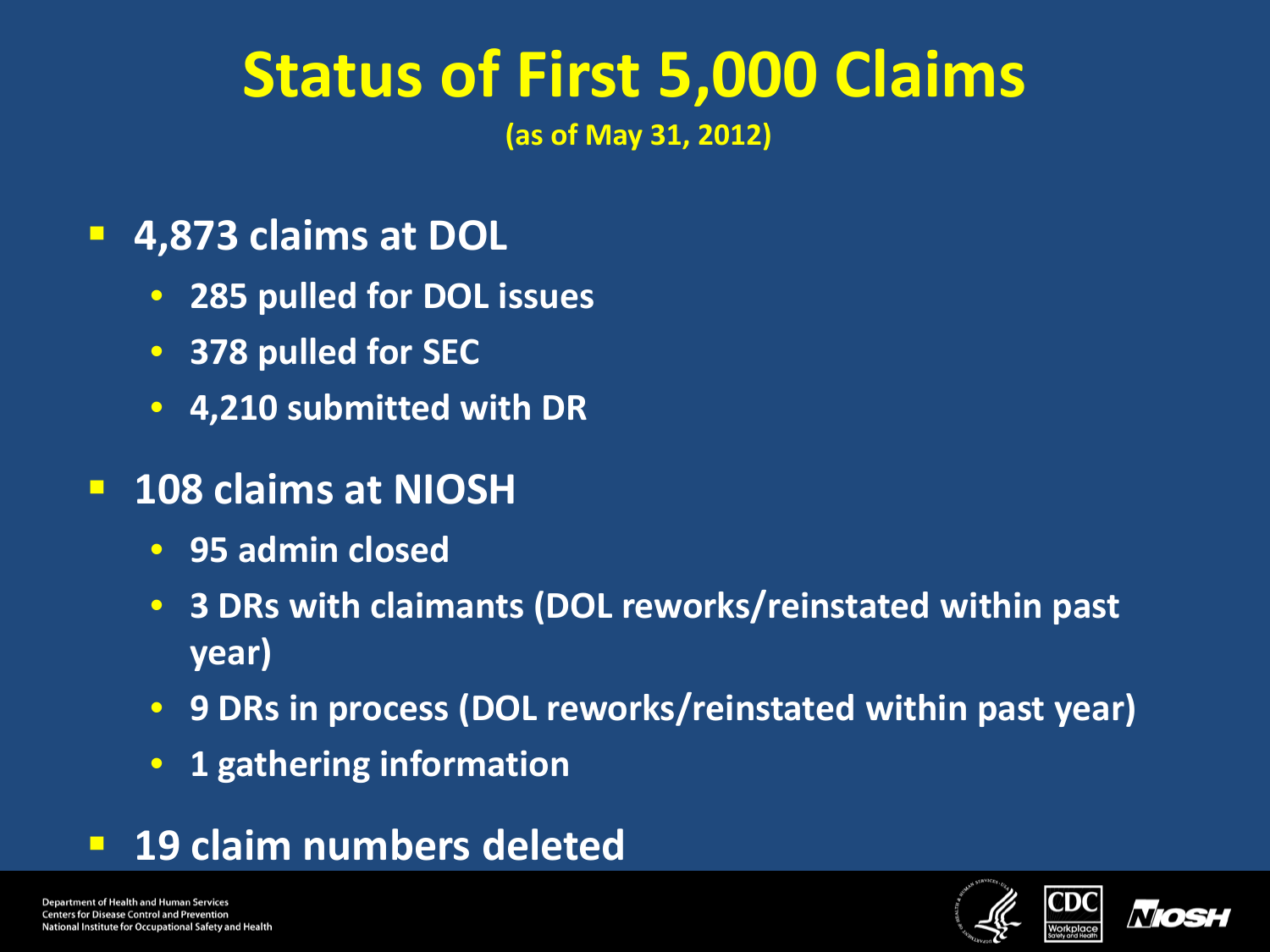# Status of First 5,000 Claims

**(as of May 31, 2012)**

- **4,873 claims at DOL**
  - **285 pulled for DOL issues**
  - **378 pulled for SEC**
  - **4,210 submitted with DR**
- **108 claims at NIOSH**
  - **95 admin closed**
  - **3 DRs with claimants (DOL reworks/reinstated within past year)**
  - **9 DRs in process (DOL reworks/reinstated within past year)**
  - **1 gathering information**
- **19 claim numbers deleted**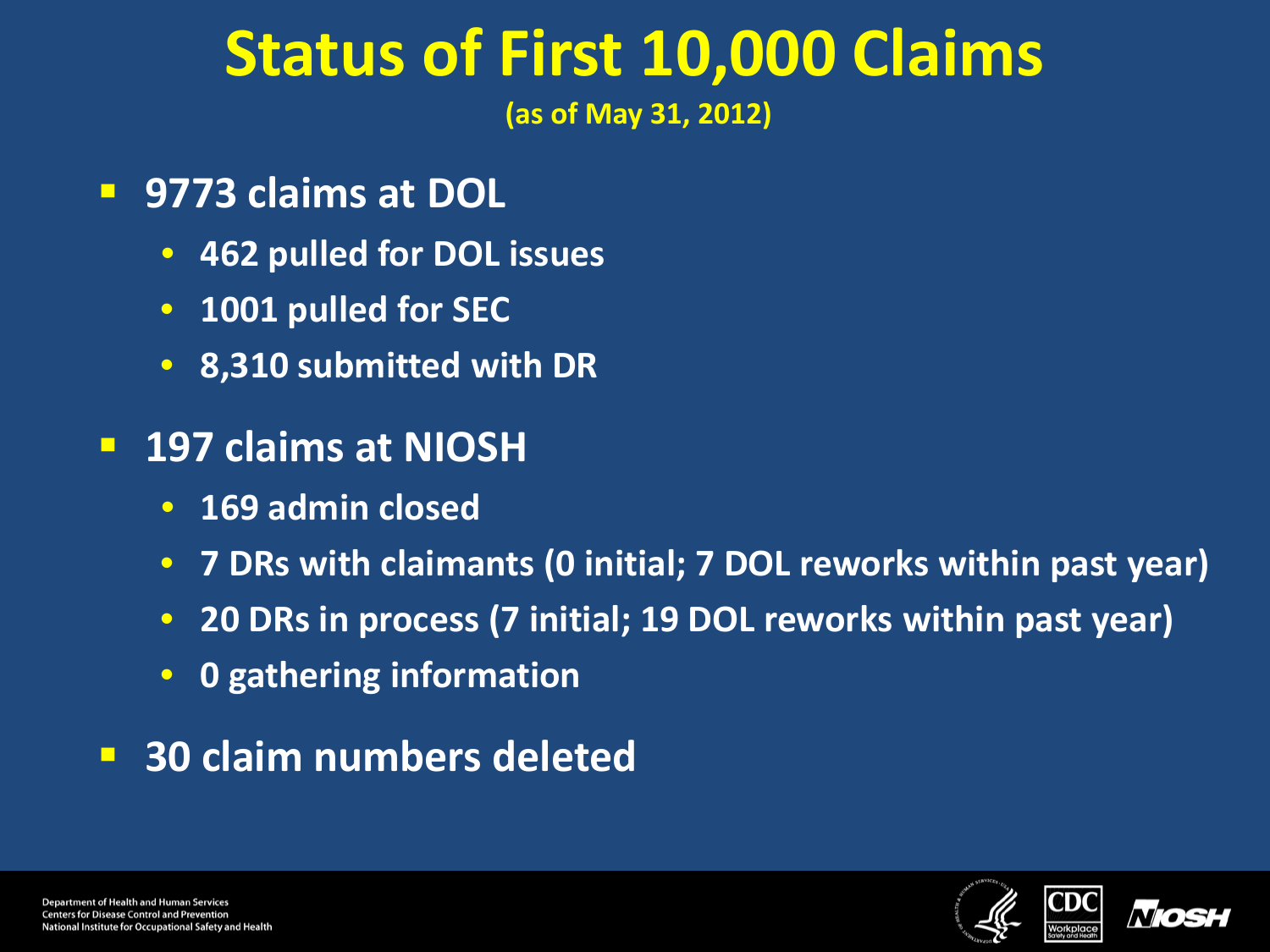# Status of First 10,000 Claims

**(as of May 31, 2012)**

- **9773 claims at DOL**
  - **462 pulled for DOL issues**
  - **1001 pulled for SEC**
  - **8,310 submitted with DR**
- **197 claims at NIOSH**
  - **169 admin closed**
  - **7 DRs with claimants (0 initial; 7 DOL reworks within past year)**
  - **20 DRs in process (7 initial; 19 DOL reworks within past year)**
  - **0 gathering information**
- **30 claim numbers deleted**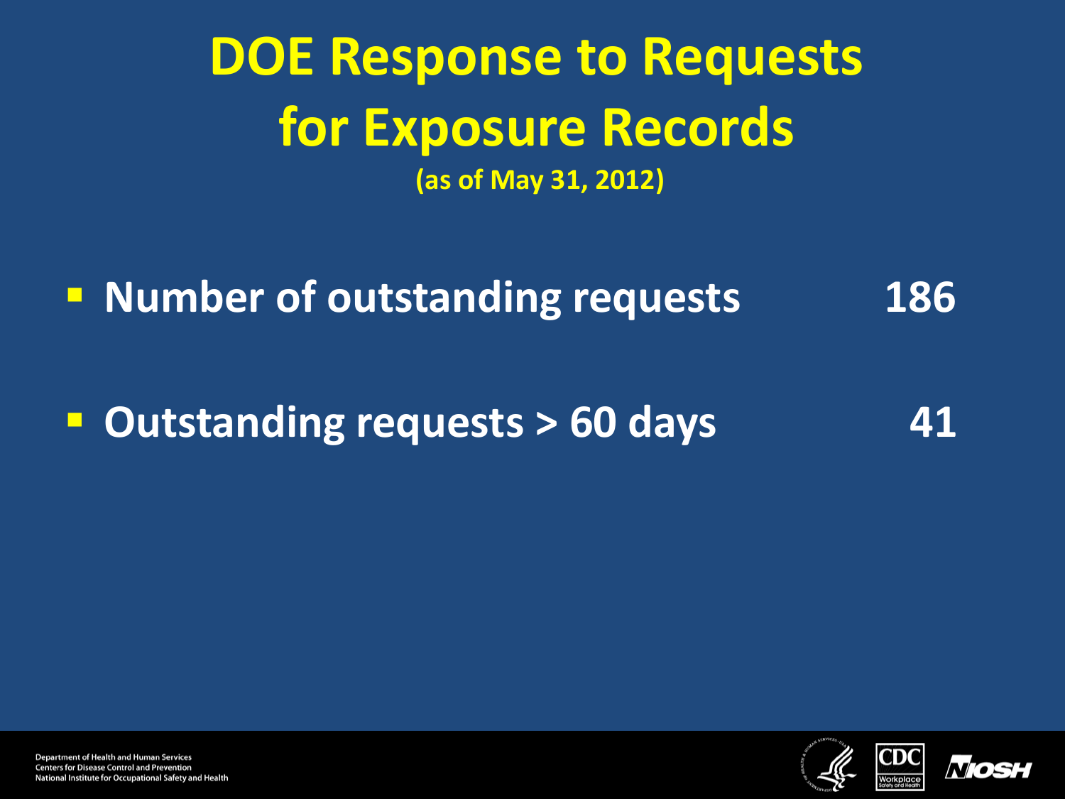# DOE Response to Requests for Exposure Records

**(as of May 31, 2012)**

- **Number of outstanding requests** **186**
- **Outstanding requests > 60 days** **41**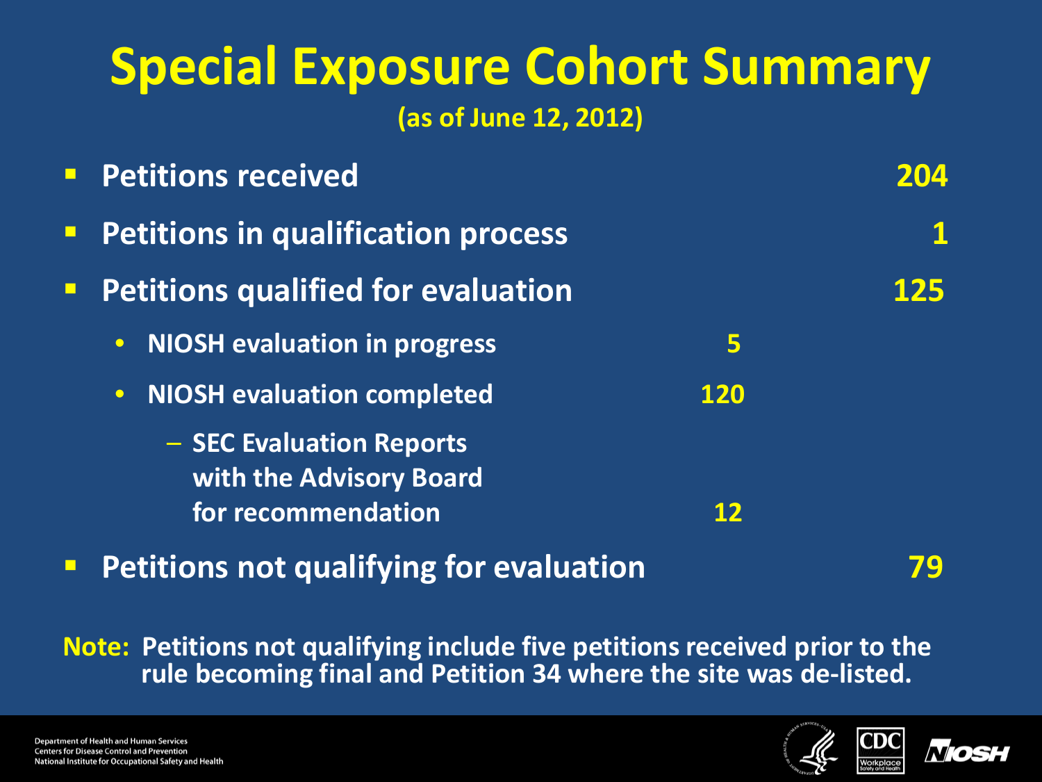# Special Exposure Cohort Summary

**(as of June 12, 2012)**

- **Petitions received** — **204**
- **Petitions in qualification process** — **1**
- **Petitions qualified for evaluation** — **125**
  - **NIOSH evaluation in progress** — **5**
  - **NIOSH evaluation completed** — **120**
    - **SEC Evaluation Reports with the Advisory Board for recommendation** — **12**
- **Petitions not qualifying for evaluation** — **79**

**Note: Petitions not qualifying include five petitions received prior to the rule becoming final and Petition 34 where the site was de-listed.**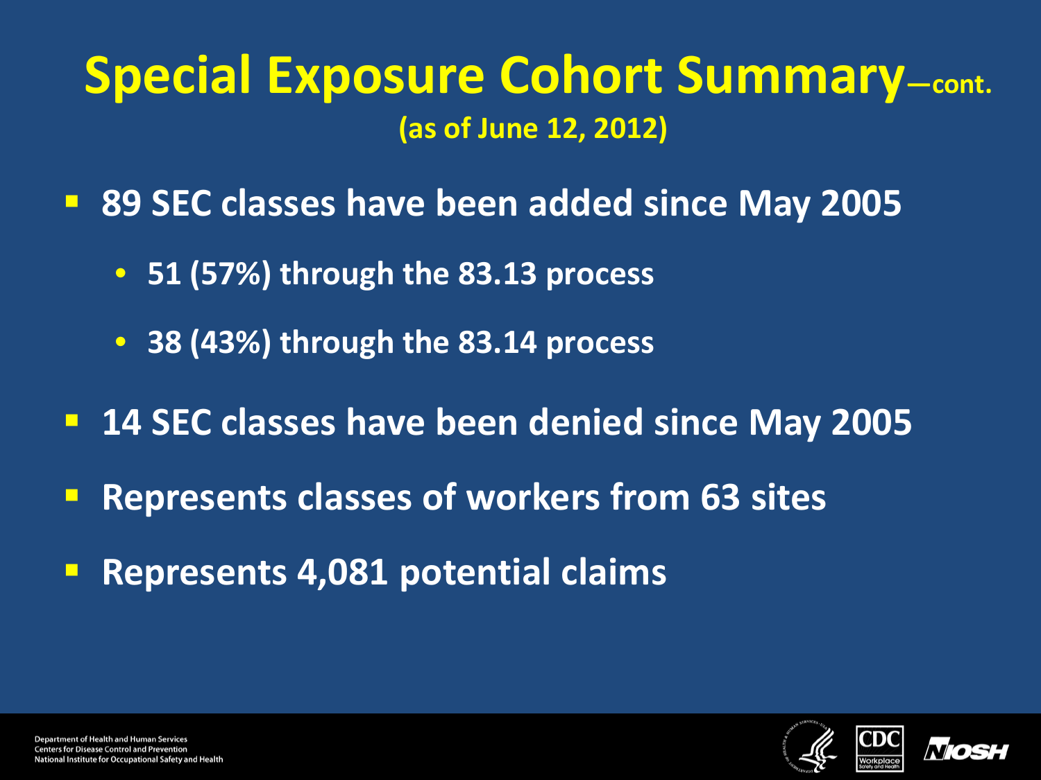# Special Exposure Cohort Summary—cont.

**(as of June 12, 2012)**

- 89 SEC classes have been added since May 2005
  - 51 (57%) through the 83.13 process
  - 38 (43%) through the 83.14 process
- 14 SEC classes have been denied since May 2005
- Represents classes of workers from 63 sites
- Represents 4,081 potential claims